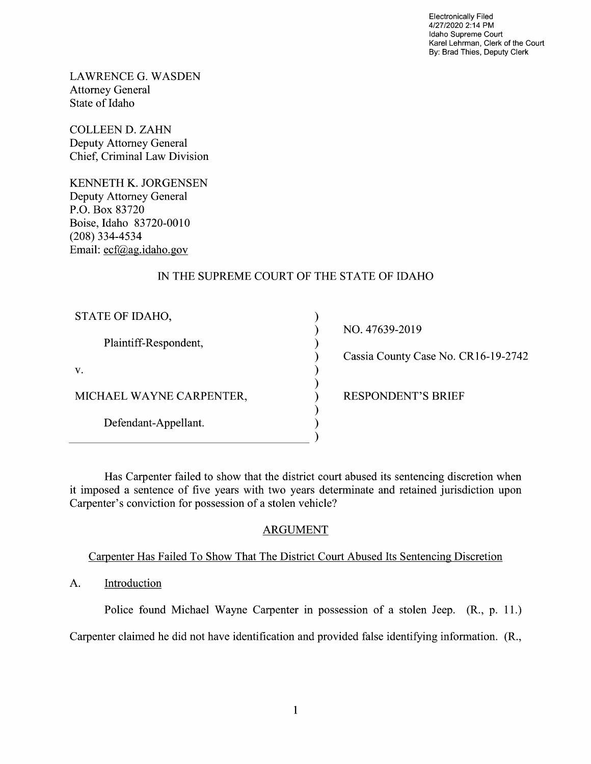Electronically Filed
4/27/2020 2:14 PM
Idaho Supreme Court
Karel Lehrman, Clerk of the Court
By: Brad Thies, Deputy Clerk

LAWRENCE G. WASDEN
Attorney General
State of Idaho

COLLEEN D. ZAHN
Deputy Attorney General
Chief, Criminal Law Division

KENNETH K. JORGENSEN
Deputy Attorney General
P.O. Box 83720
Boise, Idaho 83720-0010
(208) 334-4534
Email: ecf@ag.idaho.gov

IN THE SUPREME COURT OF THE STATE OF IDAHO

| | |
|---|---|
| STATE OF IDAHO, | NO. 47639-2019 |
| Plaintiff-Respondent, | Cassia County Case No. CR16-19-2742 |
| v. | |
| MICHAEL WAYNE CARPENTER, | RESPONDENT'S BRIEF |
| Defendant-Appellant. | |

Has Carpenter failed to show that the district court abused its sentencing discretion when it imposed a sentence of five years with two years determinate and retained jurisdiction upon Carpenter's conviction for possession of a stolen vehicle?

## ARGUMENT

### Carpenter Has Failed To Show That The District Court Abused Its Sentencing Discretion

A. Introduction

Police found Michael Wayne Carpenter in possession of a stolen Jeep. (R., p. 11.) Carpenter claimed he did not have identification and provided false identifying information. (R.,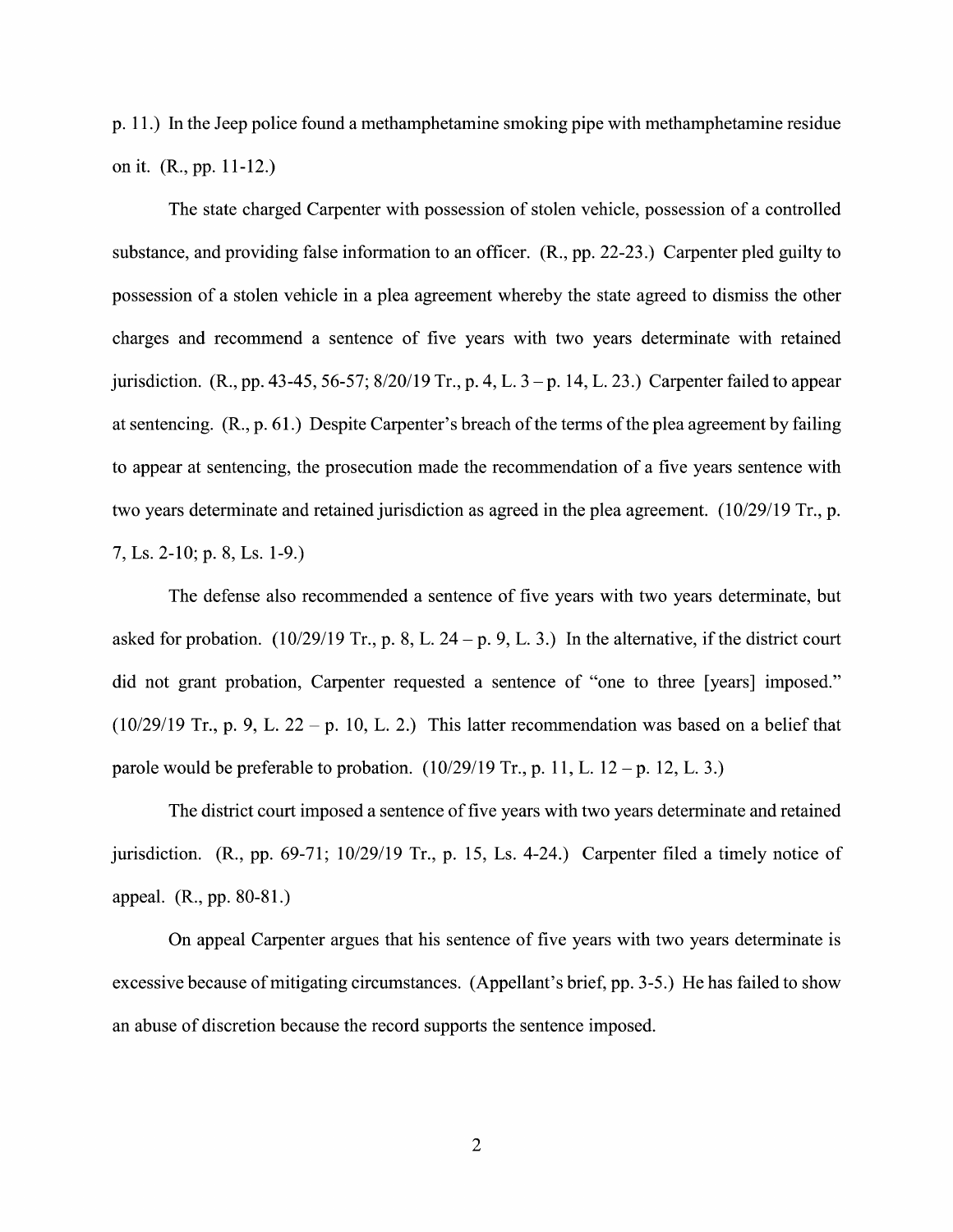p. 11.) In the Jeep police found a methamphetamine smoking pipe with methamphetamine residue on it. (R., pp. 11-12.)

The state charged Carpenter with possession of stolen vehicle, possession of a controlled substance, and providing false information to an officer. (R., pp. 22-23.) Carpenter pled guilty to possession of a stolen vehicle in a plea agreement whereby the state agreed to dismiss the other charges and recommend a sentence of five years with two years determinate with retained jurisdiction. (R., pp. 43-45, 56-57; 8/20/19 Tr., p. 4, L. 3 – p. 14, L. 23.) Carpenter failed to appear at sentencing. (R., p. 61.) Despite Carpenter's breach of the terms of the plea agreement by failing to appear at sentencing, the prosecution made the recommendation of a five years sentence with two years determinate and retained jurisdiction as agreed in the plea agreement. (10/29/19 Tr., p. 7, Ls. 2-10; p. 8, Ls. 1-9.)

The defense also recommended a sentence of five years with two years determinate, but asked for probation. (10/29/19 Tr., p. 8, L. 24 – p. 9, L. 3.) In the alternative, if the district court did not grant probation, Carpenter requested a sentence of "one to three [years] imposed." (10/29/19 Tr., p. 9, L. 22 – p. 10, L. 2.) This latter recommendation was based on a belief that parole would be preferable to probation. (10/29/19 Tr., p. 11, L. 12 – p. 12, L. 3.)

The district court imposed a sentence of five years with two years determinate and retained jurisdiction. (R., pp. 69-71; 10/29/19 Tr., p. 15, Ls. 4-24.) Carpenter filed a timely notice of appeal. (R., pp. 80-81.)

On appeal Carpenter argues that his sentence of five years with two years determinate is excessive because of mitigating circumstances. (Appellant's brief, pp. 3-5.) He has failed to show an abuse of discretion because the record supports the sentence imposed.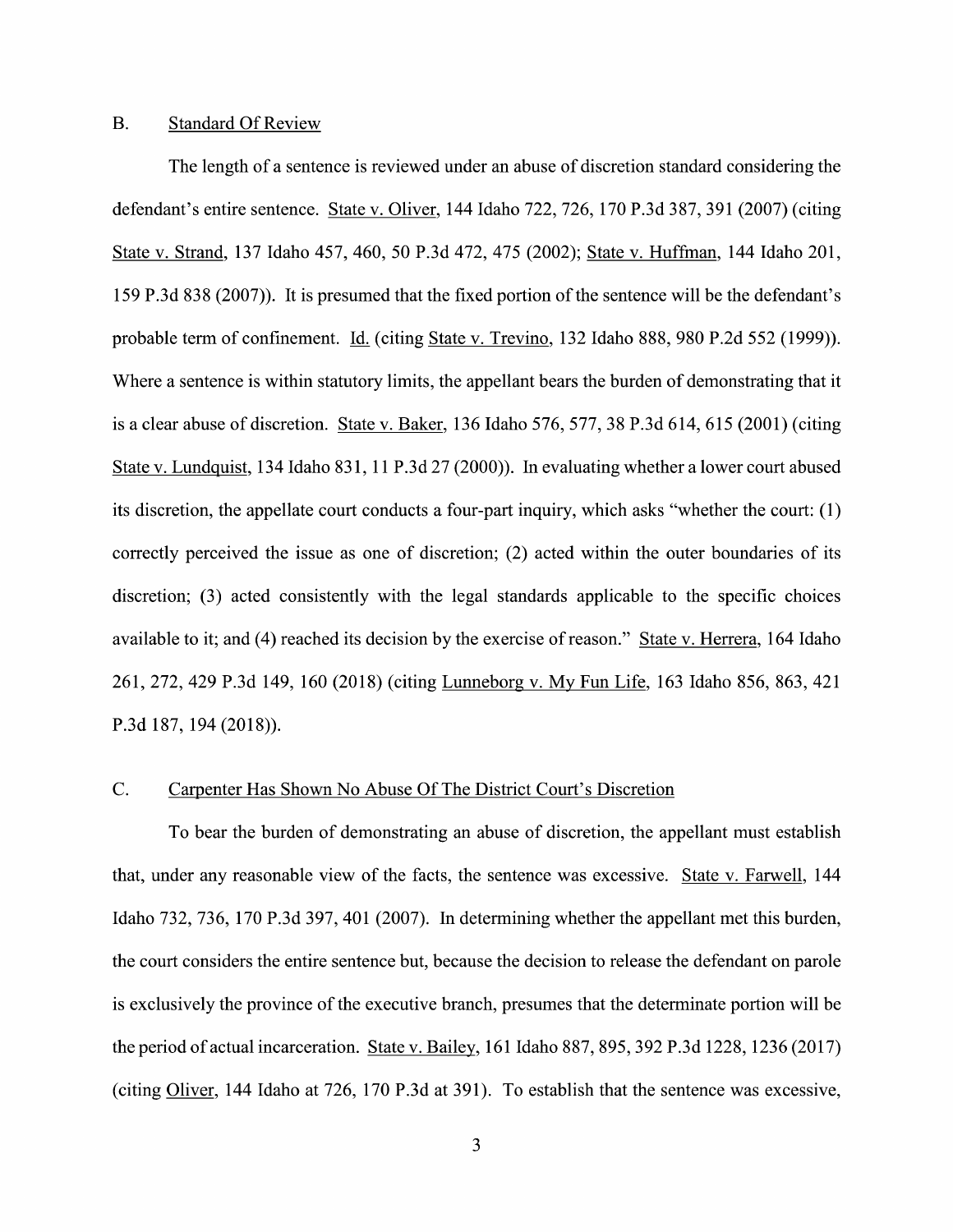### B. Standard Of Review

The length of a sentence is reviewed under an abuse of discretion standard considering the defendant's entire sentence. State v. Oliver, 144 Idaho 722, 726, 170 P.3d 387, 391 (2007) (citing State v. Strand, 137 Idaho 457, 460, 50 P.3d 472, 475 (2002); State v. Huffman, 144 Idaho 201, 159 P.3d 838 (2007)). It is presumed that the fixed portion of the sentence will be the defendant's probable term of confinement. Id. (citing State v. Trevino, 132 Idaho 888, 980 P.2d 552 (1999)). Where a sentence is within statutory limits, the appellant bears the burden of demonstrating that it is a clear abuse of discretion. State v. Baker, 136 Idaho 576, 577, 38 P.3d 614, 615 (2001) (citing State v. Lundquist, 134 Idaho 831, 11 P.3d 27 (2000)). In evaluating whether a lower court abused its discretion, the appellate court conducts a four-part inquiry, which asks "whether the court: (1) correctly perceived the issue as one of discretion; (2) acted within the outer boundaries of its discretion; (3) acted consistently with the legal standards applicable to the specific choices available to it; and (4) reached its decision by the exercise of reason." State v. Herrera, 164 Idaho 261, 272, 429 P.3d 149, 160 (2018) (citing Lunneborg v. My Fun Life, 163 Idaho 856, 863, 421 P.3d 187, 194 (2018)).

### C. Carpenter Has Shown No Abuse Of The District Court's Discretion

To bear the burden of demonstrating an abuse of discretion, the appellant must establish that, under any reasonable view of the facts, the sentence was excessive. State v. Farwell, 144 Idaho 732, 736, 170 P.3d 397, 401 (2007). In determining whether the appellant met this burden, the court considers the entire sentence but, because the decision to release the defendant on parole is exclusively the province of the executive branch, presumes that the determinate portion will be the period of actual incarceration. State v. Bailey, 161 Idaho 887, 895, 392 P.3d 1228, 1236 (2017) (citing Oliver, 144 Idaho at 726, 170 P.3d at 391). To establish that the sentence was excessive,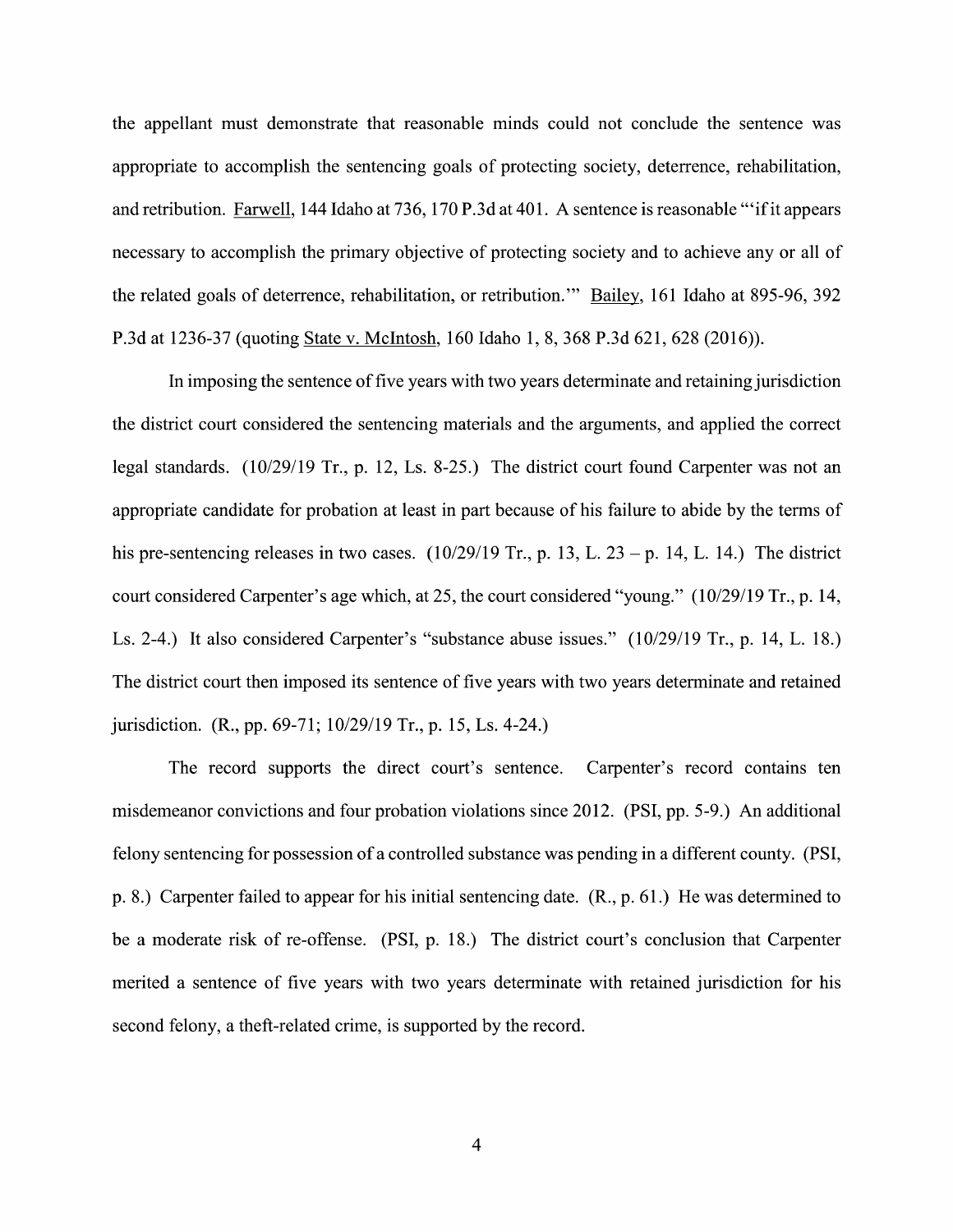the appellant must demonstrate that reasonable minds could not conclude the sentence was appropriate to accomplish the sentencing goals of protecting society, deterrence, rehabilitation, and retribution. Farwell, 144 Idaho at 736, 170 P.3d at 401. A sentence is reasonable "'if it appears necessary to accomplish the primary objective of protecting society and to achieve any or all of the related goals of deterrence, rehabilitation, or retribution.'" Bailey, 161 Idaho at 895-96, 392 P.3d at 1236-37 (quoting State v. McIntosh, 160 Idaho 1, 8, 368 P.3d 621, 628 (2016)).

In imposing the sentence of five years with two years determinate and retaining jurisdiction the district court considered the sentencing materials and the arguments, and applied the correct legal standards. (10/29/19 Tr., p. 12, Ls. 8-25.) The district court found Carpenter was not an appropriate candidate for probation at least in part because of his failure to abide by the terms of his pre-sentencing releases in two cases. (10/29/19 Tr., p. 13, L. 23 – p. 14, L. 14.) The district court considered Carpenter's age which, at 25, the court considered "young." (10/29/19 Tr., p. 14, Ls. 2-4.) It also considered Carpenter's "substance abuse issues." (10/29/19 Tr., p. 14, L. 18.) The district court then imposed its sentence of five years with two years determinate and retained jurisdiction. (R., pp. 69-71; 10/29/19 Tr., p. 15, Ls. 4-24.)

The record supports the direct court's sentence. Carpenter's record contains ten misdemeanor convictions and four probation violations since 2012. (PSI, pp. 5-9.) An additional felony sentencing for possession of a controlled substance was pending in a different county. (PSI, p. 8.) Carpenter failed to appear for his initial sentencing date. (R., p. 61.) He was determined to be a moderate risk of re-offense. (PSI, p. 18.) The district court's conclusion that Carpenter merited a sentence of five years with two years determinate with retained jurisdiction for his second felony, a theft-related crime, is supported by the record.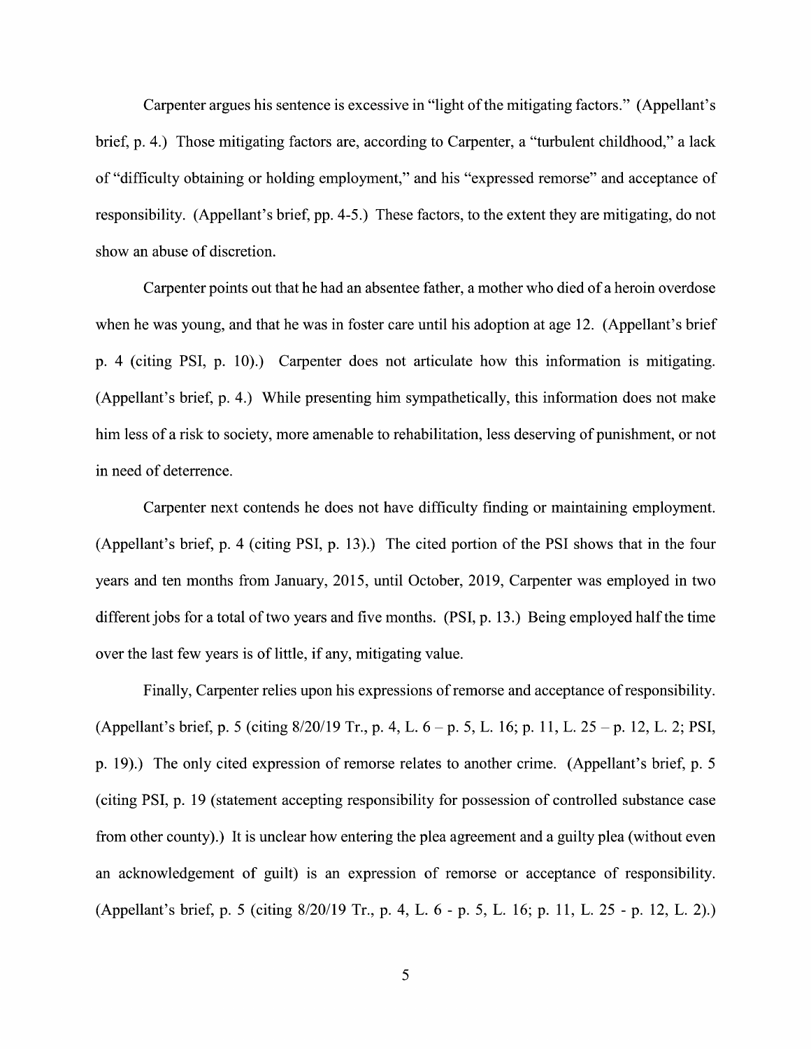Carpenter argues his sentence is excessive in "light of the mitigating factors." (Appellant's brief, p. 4.) Those mitigating factors are, according to Carpenter, a "turbulent childhood," a lack of "difficulty obtaining or holding employment," and his "expressed remorse" and acceptance of responsibility. (Appellant's brief, pp. 4-5.) These factors, to the extent they are mitigating, do not show an abuse of discretion.

Carpenter points out that he had an absentee father, a mother who died of a heroin overdose when he was young, and that he was in foster care until his adoption at age 12. (Appellant's brief p. 4 (citing PSI, p. 10).) Carpenter does not articulate how this information is mitigating. (Appellant's brief, p. 4.) While presenting him sympathetically, this information does not make him less of a risk to society, more amenable to rehabilitation, less deserving of punishment, or not in need of deterrence.

Carpenter next contends he does not have difficulty finding or maintaining employment. (Appellant's brief, p. 4 (citing PSI, p. 13).) The cited portion of the PSI shows that in the four years and ten months from January, 2015, until October, 2019, Carpenter was employed in two different jobs for a total of two years and five months. (PSI, p. 13.) Being employed half the time over the last few years is of little, if any, mitigating value.

Finally, Carpenter relies upon his expressions of remorse and acceptance of responsibility. (Appellant's brief, p. 5 (citing 8/20/19 Tr., p. 4, L. 6 – p. 5, L. 16; p. 11, L. 25 – p. 12, L. 2; PSI, p. 19).) The only cited expression of remorse relates to another crime. (Appellant's brief, p. 5 (citing PSI, p. 19 (statement accepting responsibility for possession of controlled substance case from other county).) It is unclear how entering the plea agreement and a guilty plea (without even an acknowledgement of guilt) is an expression of remorse or acceptance of responsibility. (Appellant's brief, p. 5 (citing 8/20/19 Tr., p. 4, L. 6 - p. 5, L. 16; p. 11, L. 25 - p. 12, L. 2).)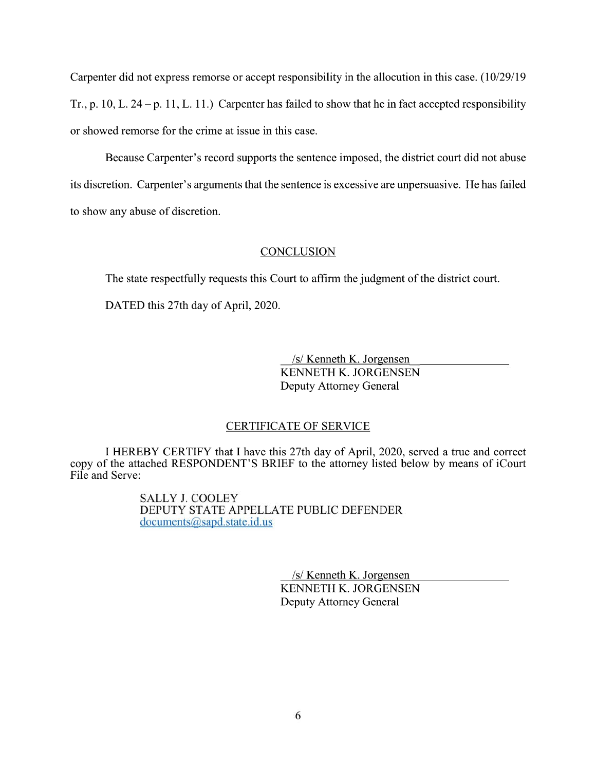Carpenter did not express remorse or accept responsibility in the allocution in this case. (10/29/19 Tr., p. 10, L. 24 – p. 11, L. 11.) Carpenter has failed to show that he in fact accepted responsibility or showed remorse for the crime at issue in this case.

Because Carpenter's record supports the sentence imposed, the district court did not abuse its discretion. Carpenter's arguments that the sentence is excessive are unpersuasive. He has failed to show any abuse of discretion.

## CONCLUSION

The state respectfully requests this Court to affirm the judgment of the district court.

DATED this 27th day of April, 2020.

/s/ Kenneth K. Jorgensen  
KENNETH K. JORGENSEN  
Deputy Attorney General

## CERTIFICATE OF SERVICE

I HEREBY CERTIFY that I have this 27th day of April, 2020, served a true and correct copy of the attached RESPONDENT'S BRIEF to the attorney listed below by means of iCourt File and Serve:

SALLY J. COOLEY  
DEPUTY STATE APPELLATE PUBLIC DEFENDER  
documents@sapd.state.id.us

/s/ Kenneth K. Jorgensen  
KENNETH K. JORGENSEN  
Deputy Attorney General